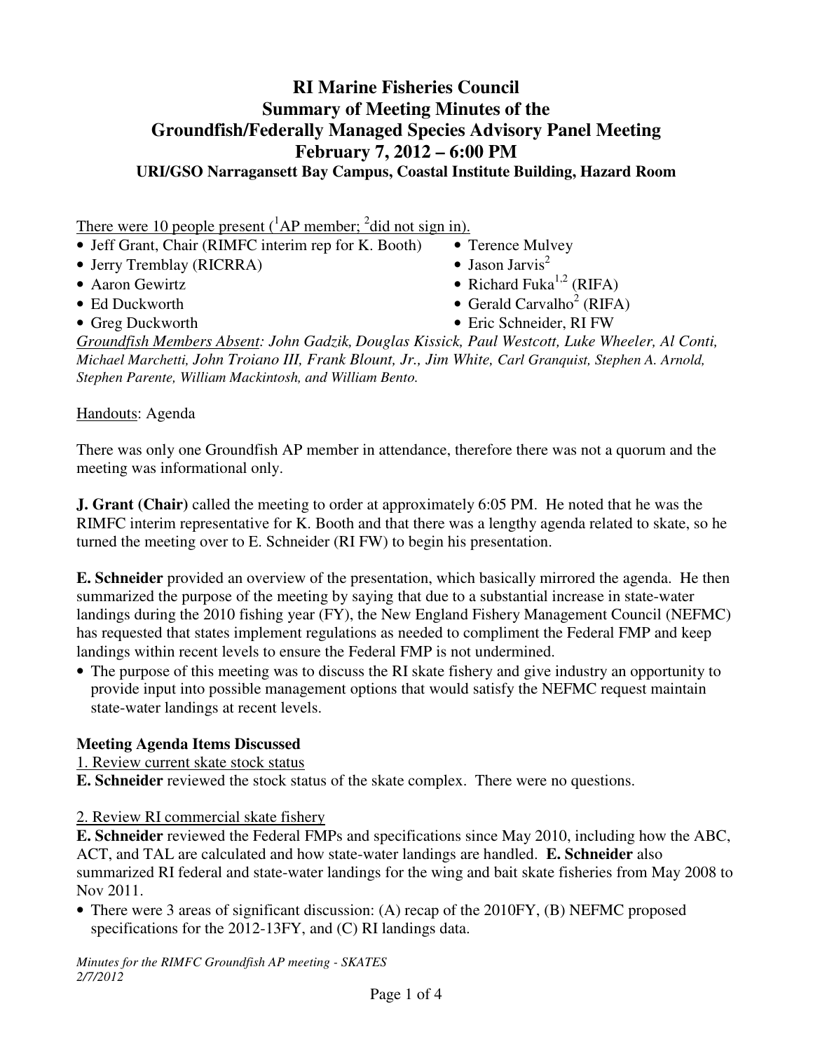# RI Marine Fisheries Council
# Summary of Meeting Minutes of the
# Groundfish/Federally Managed Species Advisory Panel Meeting
# February 7, 2012 – 6:00 PM

**URI/GSO Narragansett Bay Campus, Coastal Institute Building, Hazard Room**

There were 10 people present ([1]AP member; [2]did not sign in).

- Jeff Grant, Chair (RIMFC interim rep for K. Booth)
- Jerry Tremblay (RICRRA)
- Aaron Gewirtz
- Ed Duckworth
- Greg Duckworth
- Terence Mulvey
- Jason Jarvis[2]
- Richard Fuka[1,2] (RIFA)
- Gerald Carvalho[2] (RIFA)
- Eric Schneider, RI FW

*Groundfish Members Absent: John Gadzik, Douglas Kissick, Paul Westcott, Luke Wheeler, Al Conti, Michael Marchetti, John Troiano III, Frank Blount, Jr., Jim White, Carl Granquist, Stephen A. Arnold, Stephen Parente, William Mackintosh, and William Bento.*

Handouts: Agenda

There was only one Groundfish AP member in attendance, therefore there was not a quorum and the meeting was informational only.

**J. Grant (Chair)** called the meeting to order at approximately 6:05 PM. He noted that he was the RIMFC interim representative for K. Booth and that there was a lengthy agenda related to skate, so he turned the meeting over to E. Schneider (RI FW) to begin his presentation.

**E. Schneider** provided an overview of the presentation, which basically mirrored the agenda. He then summarized the purpose of the meeting by saying that due to a substantial increase in state-water landings during the 2010 fishing year (FY), the New England Fishery Management Council (NEFMC) has requested that states implement regulations as needed to compliment the Federal FMP and keep landings within recent levels to ensure the Federal FMP is not undermined.

- The purpose of this meeting was to discuss the RI skate fishery and give industry an opportunity to provide input into possible management options that would satisfy the NEFMC request maintain state-water landings at recent levels.

## Meeting Agenda Items Discussed

1. Review current skate stock status

**E. Schneider** reviewed the stock status of the skate complex. There were no questions.

2. Review RI commercial skate fishery

**E. Schneider** reviewed the Federal FMPs and specifications since May 2010, including how the ABC, ACT, and TAL are calculated and how state-water landings are handled. **E. Schneider** also summarized RI federal and state-water landings for the wing and bait skate fisheries from May 2008 to Nov 2011.

- There were 3 areas of significant discussion: (A) recap of the 2010FY, (B) NEFMC proposed specifications for the 2012-13FY, and (C) RI landings data.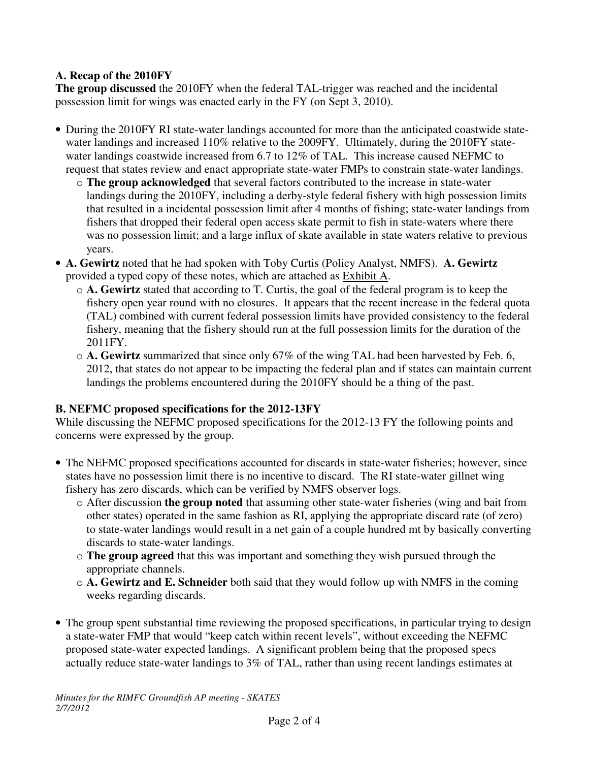**A. Recap of the 2010FY**

**The group discussed** the 2010FY when the federal TAL-trigger was reached and the incidental possession limit for wings was enacted early in the FY (on Sept 3, 2010).

- During the 2010FY RI state-water landings accounted for more than the anticipated coastwide state-water landings and increased 110% relative to the 2009FY. Ultimately, during the 2010FY state-water landings coastwide increased from 6.7 to 12% of TAL. This increase caused NEFMC to request that states review and enact appropriate state-water FMPs to constrain state-water landings.
  - **The group acknowledged** that several factors contributed to the increase in state-water landings during the 2010FY, including a derby-style federal fishery with high possession limits that resulted in a incidental possession limit after 4 months of fishing; state-water landings from fishers that dropped their federal open access skate permit to fish in state-waters where there was no possession limit; and a large influx of skate available in state waters relative to previous years.
- **A. Gewirtz** noted that he had spoken with Toby Curtis (Policy Analyst, NMFS). **A. Gewirtz** provided a typed copy of these notes, which are attached as <u>Exhibit A</u>.
  - **A. Gewirtz** stated that according to T. Curtis, the goal of the federal program is to keep the fishery open year round with no closures. It appears that the recent increase in the federal quota (TAL) combined with current federal possession limits have provided consistency to the federal fishery, meaning that the fishery should run at the full possession limits for the duration of the 2011FY.
  - **A. Gewirtz** summarized that since only 67% of the wing TAL had been harvested by Feb. 6, 2012, that states do not appear to be impacting the federal plan and if states can maintain current landings the problems encountered during the 2010FY should be a thing of the past.

**B. NEFMC proposed specifications for the 2012-13FY**

While discussing the NEFMC proposed specifications for the 2012-13 FY the following points and concerns were expressed by the group.

- The NEFMC proposed specifications accounted for discards in state-water fisheries; however, since states have no possession limit there is no incentive to discard. The RI state-water gillnet wing fishery has zero discards, which can be verified by NMFS observer logs.
  - After discussion **the group noted** that assuming other state-water fisheries (wing and bait from other states) operated in the same fashion as RI, applying the appropriate discard rate (of zero) to state-water landings would result in a net gain of a couple hundred mt by basically converting discards to state-water landings.
  - **The group agreed** that this was important and something they wish pursued through the appropriate channels.
  - **A. Gewirtz and E. Schneider** both said that they would follow up with NMFS in the coming weeks regarding discards.

- The group spent substantial time reviewing the proposed specifications, in particular trying to design a state-water FMP that would "keep catch within recent levels", without exceeding the NEFMC proposed state-water expected landings. A significant problem being that the proposed specs actually reduce state-water landings to 3% of TAL, rather than using recent landings estimates at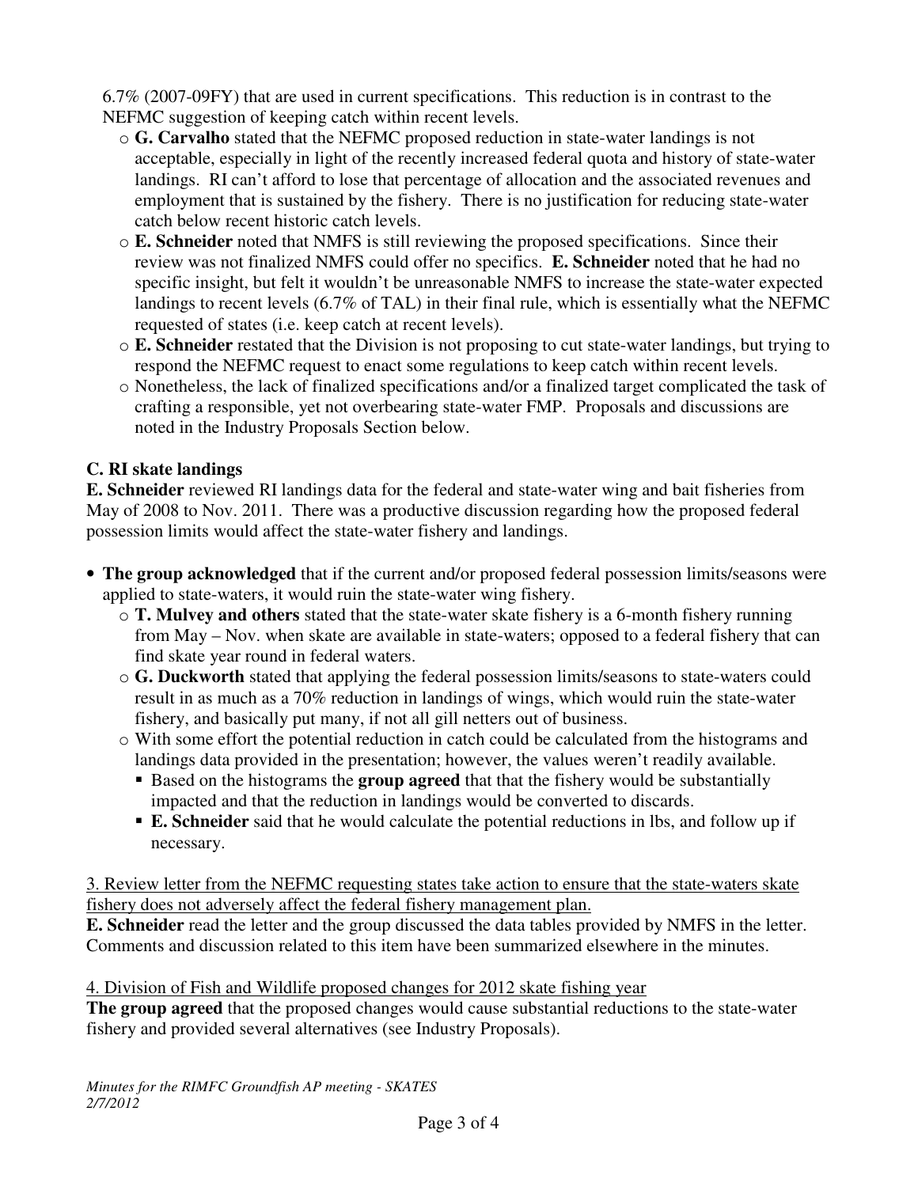6.7% (2007-09FY) that are used in current specifications. This reduction is in contrast to the NEFMC suggestion of keeping catch within recent levels.

- **G. Carvalho** stated that the NEFMC proposed reduction in state-water landings is not acceptable, especially in light of the recently increased federal quota and history of state-water landings. RI can't afford to lose that percentage of allocation and the associated revenues and employment that is sustained by the fishery. There is no justification for reducing state-water catch below recent historic catch levels.
- **E. Schneider** noted that NMFS is still reviewing the proposed specifications. Since their review was not finalized NMFS could offer no specifics. **E. Schneider** noted that he had no specific insight, but felt it wouldn't be unreasonable NMFS to increase the state-water expected landings to recent levels (6.7% of TAL) in their final rule, which is essentially what the NEFMC requested of states (i.e. keep catch at recent levels).
- **E. Schneider** restated that the Division is not proposing to cut state-water landings, but trying to respond the NEFMC request to enact some regulations to keep catch within recent levels.
- Nonetheless, the lack of finalized specifications and/or a finalized target complicated the task of crafting a responsible, yet not overbearing state-water FMP. Proposals and discussions are noted in the Industry Proposals Section below.

**C. RI skate landings**

**E. Schneider** reviewed RI landings data for the federal and state-water wing and bait fisheries from May of 2008 to Nov. 2011. There was a productive discussion regarding how the proposed federal possession limits would affect the state-water fishery and landings.

- **The group acknowledged** that if the current and/or proposed federal possession limits/seasons were applied to state-waters, it would ruin the state-water wing fishery.
  - **T. Mulvey and others** stated that the state-water skate fishery is a 6-month fishery running from May – Nov. when skate are available in state-waters; opposed to a federal fishery that can find skate year round in federal waters.
  - **G. Duckworth** stated that applying the federal possession limits/seasons to state-waters could result in as much as a 70% reduction in landings of wings, which would ruin the state-water fishery, and basically put many, if not all gill netters out of business.
  - With some effort the potential reduction in catch could be calculated from the histograms and landings data provided in the presentation; however, the values weren't readily available.
    - Based on the histograms the **group agreed** that that the fishery would be substantially impacted and that the reduction in landings would be converted to discards.
    - **E. Schneider** said that he would calculate the potential reductions in lbs, and follow up if necessary.

3. Review letter from the NEFMC requesting states take action to ensure that the state-waters skate fishery does not adversely affect the federal fishery management plan.

**E. Schneider** read the letter and the group discussed the data tables provided by NMFS in the letter. Comments and discussion related to this item have been summarized elsewhere in the minutes.

4. Division of Fish and Wildlife proposed changes for 2012 skate fishing year

**The group agreed** that the proposed changes would cause substantial reductions to the state-water fishery and provided several alternatives (see Industry Proposals).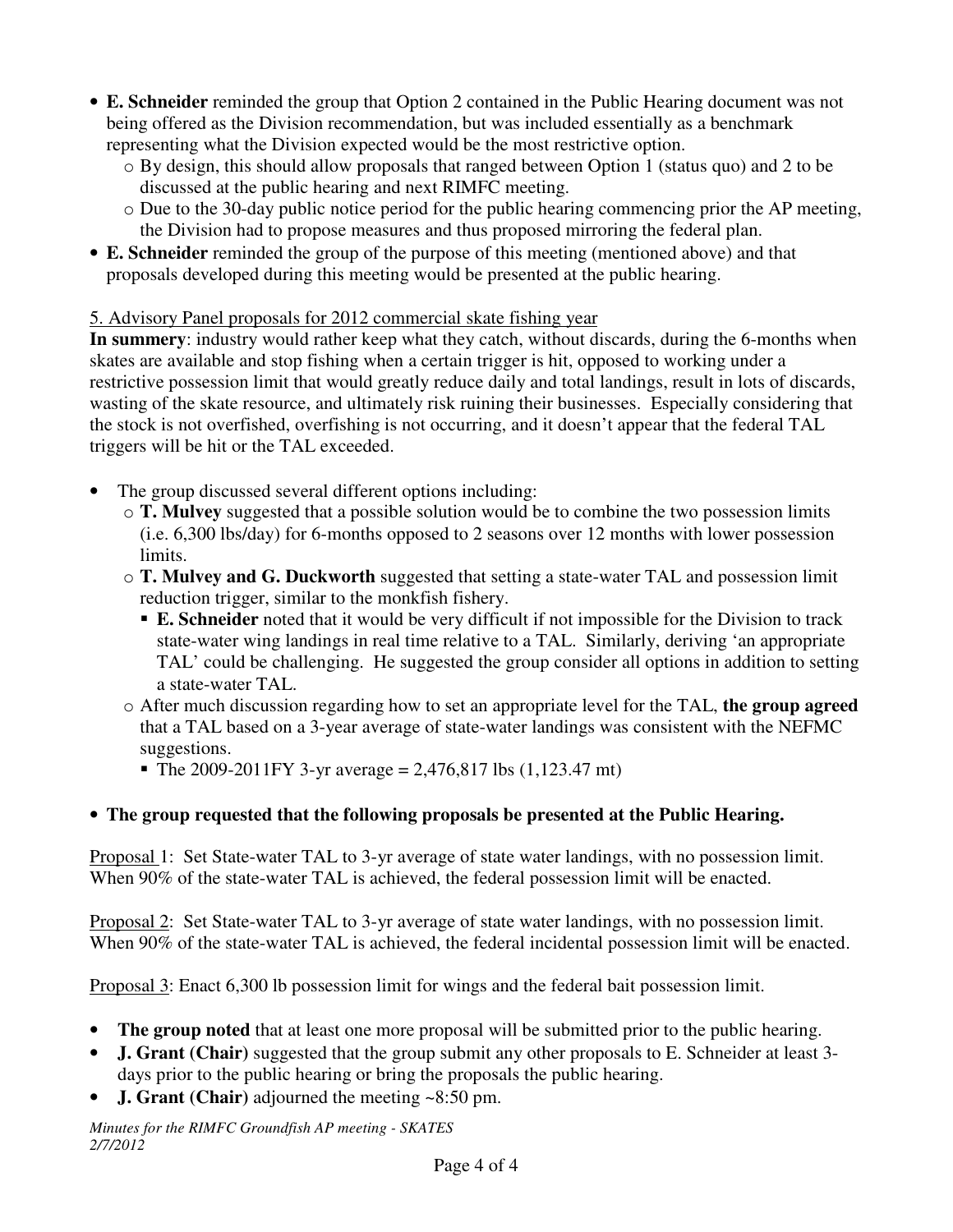- **E. Schneider** reminded the group that Option 2 contained in the Public Hearing document was not being offered as the Division recommendation, but was included essentially as a benchmark representing what the Division expected would be the most restrictive option.
  - By design, this should allow proposals that ranged between Option 1 (status quo) and 2 to be discussed at the public hearing and next RIMFC meeting.
  - Due to the 30-day public notice period for the public hearing commencing prior the AP meeting, the Division had to propose measures and thus proposed mirroring the federal plan.
- **E. Schneider** reminded the group of the purpose of this meeting (mentioned above) and that proposals developed during this meeting would be presented at the public hearing.

5. Advisory Panel proposals for 2012 commercial skate fishing year

**In summery**: industry would rather keep what they catch, without discards, during the 6-months when skates are available and stop fishing when a certain trigger is hit, opposed to working under a restrictive possession limit that would greatly reduce daily and total landings, result in lots of discards, wasting of the skate resource, and ultimately risk ruining their businesses. Especially considering that the stock is not overfished, overfishing is not occurring, and it doesn't appear that the federal TAL triggers will be hit or the TAL exceeded.

- The group discussed several different options including:
  - **T. Mulvey** suggested that a possible solution would be to combine the two possession limits (i.e. 6,300 lbs/day) for 6-months opposed to 2 seasons over 12 months with lower possession limits.
  - **T. Mulvey and G. Duckworth** suggested that setting a state-water TAL and possession limit reduction trigger, similar to the monkfish fishery.
    - **E. Schneider** noted that it would be very difficult if not impossible for the Division to track state-water wing landings in real time relative to a TAL. Similarly, deriving 'an appropriate TAL' could be challenging. He suggested the group consider all options in addition to setting a state-water TAL.
  - After much discussion regarding how to set an appropriate level for the TAL, **the group agreed** that a TAL based on a 3-year average of state-water landings was consistent with the NEFMC suggestions.
    - The 2009-2011FY 3-yr average = 2,476,817 lbs (1,123.47 mt)

- **The group requested that the following proposals be presented at the Public Hearing.**

Proposal 1: Set State-water TAL to 3-yr average of state water landings, with no possession limit. When 90% of the state-water TAL is achieved, the federal possession limit will be enacted.

Proposal 2: Set State-water TAL to 3-yr average of state water landings, with no possession limit. When 90% of the state-water TAL is achieved, the federal incidental possession limit will be enacted.

Proposal 3: Enact 6,300 lb possession limit for wings and the federal bait possession limit.

- **The group noted** that at least one more proposal will be submitted prior to the public hearing.
- **J. Grant (Chair)** suggested that the group submit any other proposals to E. Schneider at least 3-days prior to the public hearing or bring the proposals the public hearing.
- **J. Grant (Chair)** adjourned the meeting ~8:50 pm.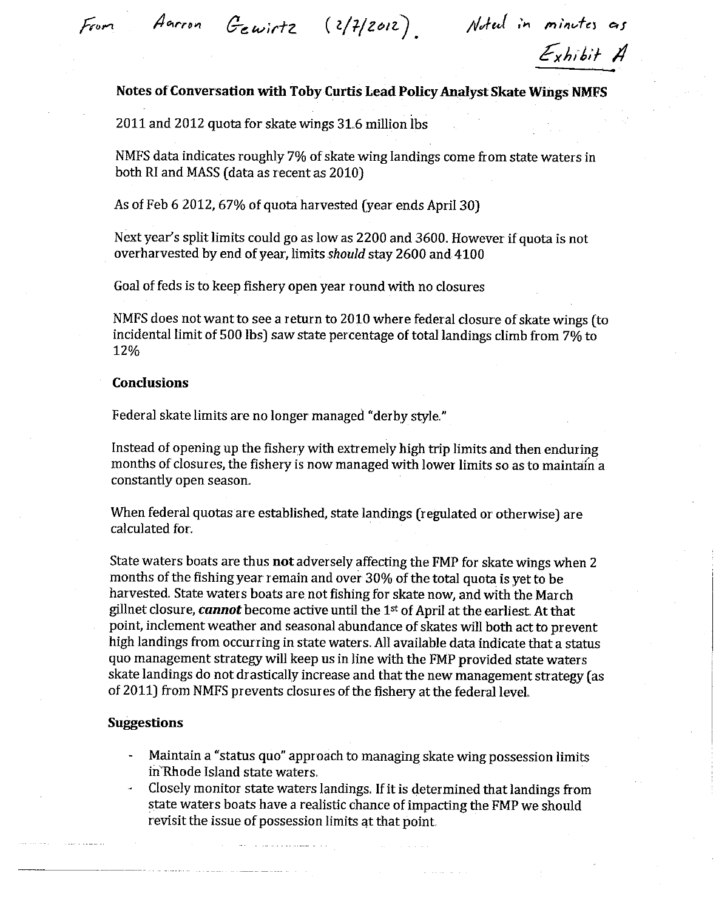From Aarron Gewirtz (2/7/2012). Noted in minutes as Exhibit A

**Notes of Conversation with Toby Curtis Lead Policy Analyst Skate Wings NMFS**

2011 and 2012 quota for skate wings 31.6 million lbs

NMFS data indicates roughly 7% of skate wing landings come from state waters in both RI and MASS (data as recent as 2010)

As of Feb 6 2012, 67% of quota harvested (year ends April 30)

Next year's split limits could go as low as 2200 and 3600. However if quota is not overharvested by end of year, limits *should* stay 2600 and 4100

Goal of feds is to keep fishery open year round with no closures

NMFS does not want to see a return to 2010 where federal closure of skate wings (to incidental limit of 500 lbs) saw state percentage of total landings climb from 7% to 12%

**Conclusions**

Federal skate limits are no longer managed "derby style."

Instead of opening up the fishery with extremely high trip limits and then enduring months of closures, the fishery is now managed with lower limits so as to maintain a constantly open season.

When federal quotas are established, state landings (regulated or otherwise) are calculated for.

State waters boats are thus **not** adversely affecting the FMP for skate wings when 2 months of the fishing year remain and over 30% of the total quota is yet to be harvested. State waters boats are not fishing for skate now, and with the March gillnet closure, ***cannot*** become active until the 1st of April at the earliest. At that point, inclement weather and seasonal abundance of skates will both act to prevent high landings from occurring in state waters. All available data indicate that a status quo management strategy will keep us in line with the FMP provided state waters skate landings do not drastically increase and that the new management strategy (as of 2011) from NMFS prevents closures of the fishery at the federal level.

**Suggestions**

- Maintain a "status quo" approach to managing skate wing possession limits in Rhode Island state waters.
- Closely monitor state waters landings. If it is determined that landings from state waters boats have a realistic chance of impacting the FMP we should revisit the issue of possession limits at that point.